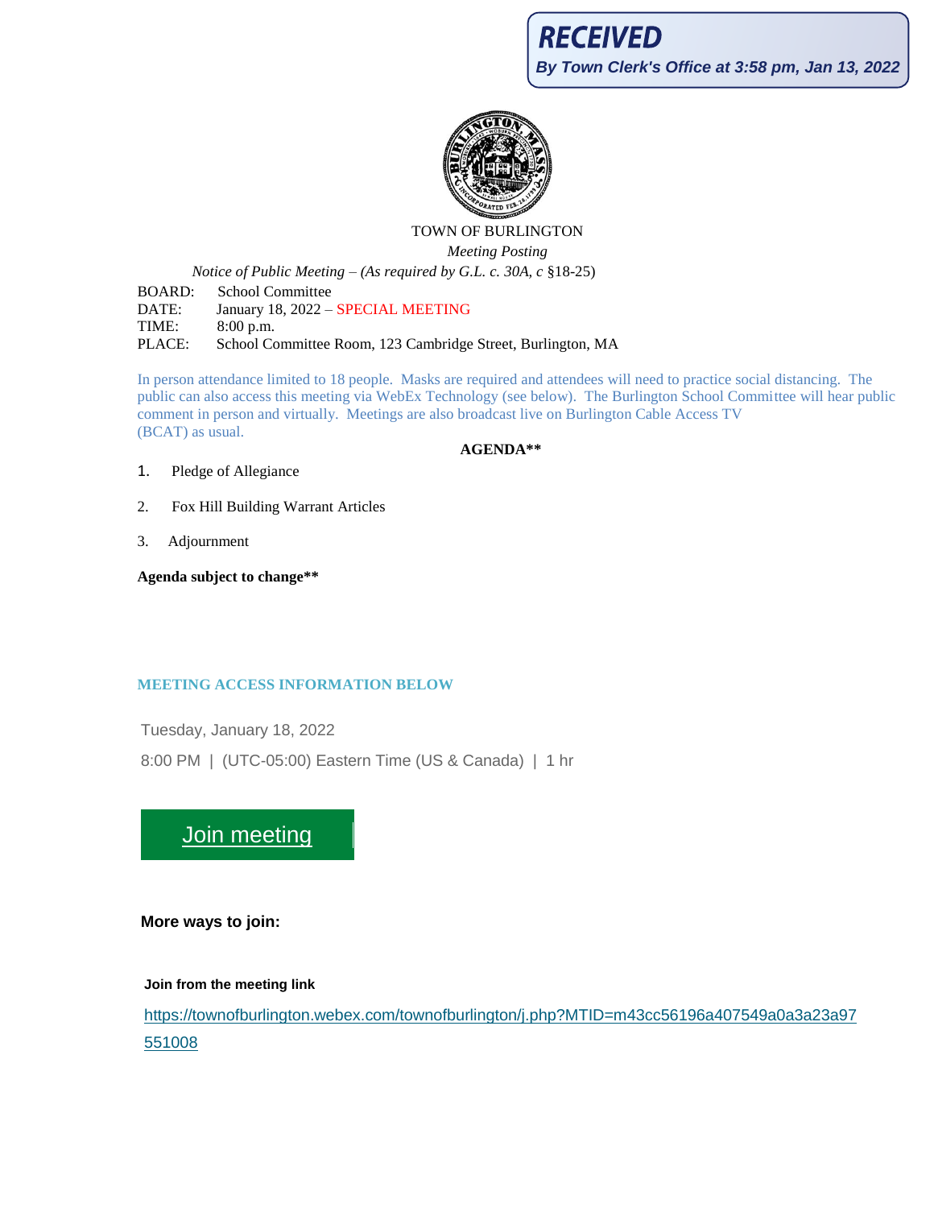**RECEIVED**

*By Town Clerk's Office at 3:58 pm, Jan 13, 2022*

TOWN OF BURLINGTON

*Meeting Posting*

*Notice of Public Meeting – (As required by G.L. c. 30A, c* §18-25)

BOARD: School Committee
DATE: January 18, 2022 – SPECIAL MEETING
TIME: 8:00 p.m.
PLACE: School Committee Room, 123 Cambridge Street, Burlington, MA

In person attendance limited to 18 people. Masks are required and attendees will need to practice social distancing. The public can also access this meeting via WebEx Technology (see below). The Burlington School Committee will hear public comment in person and virtually. Meetings are also broadcast live on Burlington Cable Access TV (BCAT) as usual.

**AGENDA\*\***

1. Pledge of Allegiance
2. Fox Hill Building Warrant Articles
3. Adjournment

**Agenda subject to change\*\***

**MEETING ACCESS INFORMATION BELOW**

Tuesday, January 18, 2022

8:00 PM | (UTC-05:00) Eastern Time (US & Canada) | 1 hr

Join meeting

**More ways to join:**

**Join from the meeting link**

https://townofburlington.webex.com/townofburlington/j.php?MTID=m43cc56196a407549a0a3a23a97551008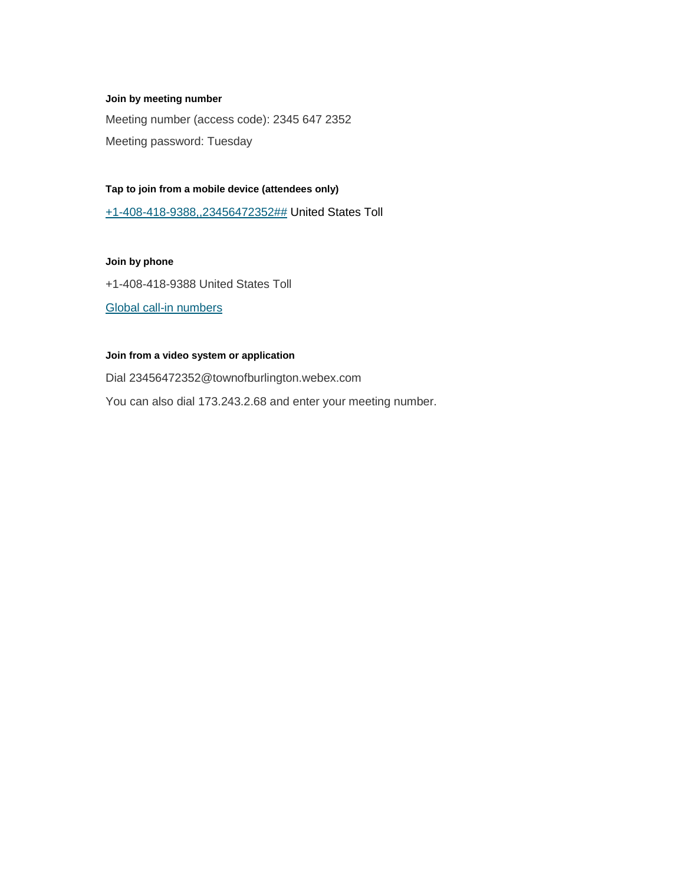**Join by meeting number**

Meeting number (access code): 2345 647 2352

Meeting password: Tuesday

**Tap to join from a mobile device (attendees only)**

+1-408-418-9388,,23456472352## United States Toll

**Join by phone**

+1-408-418-9388 United States Toll

Global call-in numbers

**Join from a video system or application**

Dial 23456472352@townofburlington.webex.com

You can also dial 173.243.2.68 and enter your meeting number.